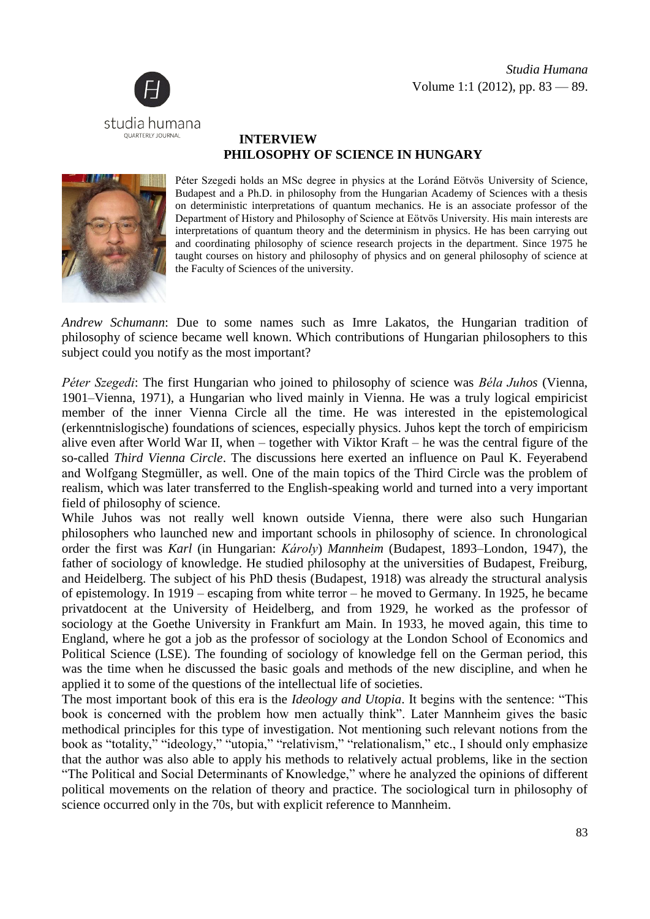# INTERVIEW

## PHILOSOPHY OF SCIENCE IN HUNGARY

Péter Szegedi holds an MSc degree in physics at the Loránd Eötvös University of Science, Budapest and a Ph.D. in philosophy from the Hungarian Academy of Sciences with a thesis on deterministic interpretations of quantum mechanics. He is an associate professor of the Department of History and Philosophy of Science at Eötvös University. His main interests are interpretations of quantum theory and the determinism in physics. He has been carrying out and coordinating philosophy of science research projects in the department. Since 1975 he taught courses on history and philosophy of physics and on general philosophy of science at the Faculty of Sciences of the university.

*Andrew Schumann*: Due to some names such as Imre Lakatos, the Hungarian tradition of philosophy of science became well known. Which contributions of Hungarian philosophers to this subject could you notify as the most important?

*Péter Szegedi*: The first Hungarian who joined to philosophy of science was *Béla Juhos* (Vienna, 1901–Vienna, 1971), a Hungarian who lived mainly in Vienna. He was a truly logical empiricist member of the inner Vienna Circle all the time. He was interested in the epistemological (erkenntnislogische) foundations of sciences, especially physics. Juhos kept the torch of empiricism alive even after World War II, when – together with Viktor Kraft – he was the central figure of the so-called *Third Vienna Circle*. The discussions here exerted an influence on Paul K. Feyerabend and Wolfgang Stegmüller, as well. One of the main topics of the Third Circle was the problem of realism, which was later transferred to the English-speaking world and turned into a very important field of philosophy of science.

While Juhos was not really well known outside Vienna, there were also such Hungarian philosophers who launched new and important schools in philosophy of science. In chronological order the first was *Karl* (in Hungarian: *Károly*) *Mannheim* (Budapest, 1893–London, 1947), the father of sociology of knowledge. He studied philosophy at the universities of Budapest, Freiburg, and Heidelberg. The subject of his PhD thesis (Budapest, 1918) was already the structural analysis of epistemology. In 1919 – escaping from white terror – he moved to Germany. In 1925, he became privatdocent at the University of Heidelberg, and from 1929, he worked as the professor of sociology at the Goethe University in Frankfurt am Main. In 1933, he moved again, this time to England, where he got a job as the professor of sociology at the London School of Economics and Political Science (LSE). The founding of sociology of knowledge fell on the German period, this was the time when he discussed the basic goals and methods of the new discipline, and when he applied it to some of the questions of the intellectual life of societies.

The most important book of this era is the *Ideology and Utopia*. It begins with the sentence: "This book is concerned with the problem how men actually think". Later Mannheim gives the basic methodical principles for this type of investigation. Not mentioning such relevant notions from the book as "totality," "ideology," "utopia," "relativism," "relationalism," etc., I should only emphasize that the author was also able to apply his methods to relatively actual problems, like in the section "The Political and Social Determinants of Knowledge," where he analyzed the opinions of different political movements on the relation of theory and practice. The sociological turn in philosophy of science occurred only in the 70s, but with explicit reference to Mannheim.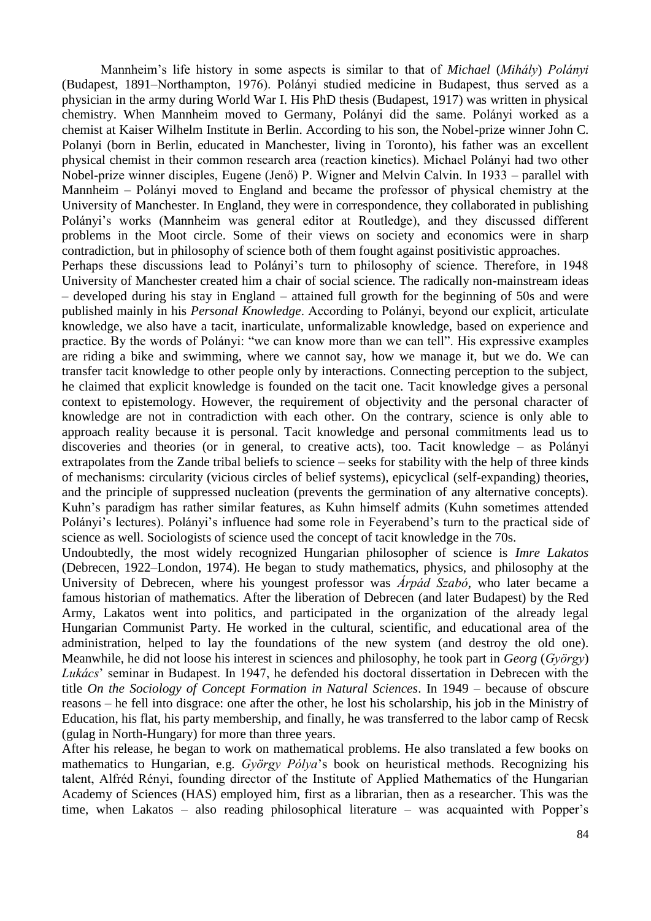Mannheim's life history in some aspects is similar to that of *Michael* (*Mihály*) *Polányi* (Budapest, 1891–Northampton, 1976). Polányi studied medicine in Budapest, thus served as a physician in the army during World War I. His PhD thesis (Budapest, 1917) was written in physical chemistry. When Mannheim moved to Germany, Polányi did the same. Polányi worked as a chemist at Kaiser Wilhelm Institute in Berlin. According to his son, the Nobel-prize winner John C. Polanyi (born in Berlin, educated in Manchester, living in Toronto), his father was an excellent physical chemist in their common research area (reaction kinetics). Michael Polányi had two other Nobel-prize winner disciples, Eugene (Jenő) P. Wigner and Melvin Calvin. In 1933 – parallel with Mannheim – Polányi moved to England and became the professor of physical chemistry at the University of Manchester. In England, they were in correspondence, they collaborated in publishing Polányi's works (Mannheim was general editor at Routledge), and they discussed different problems in the Moot circle. Some of their views on society and economics were in sharp contradiction, but in philosophy of science both of them fought against positivistic approaches.

Perhaps these discussions lead to Polányi's turn to philosophy of science. Therefore, in 1948 University of Manchester created him a chair of social science. The radically non-mainstream ideas – developed during his stay in England – attained full growth for the beginning of 50s and were published mainly in his *Personal Knowledge*. According to Polányi, beyond our explicit, articulate knowledge, we also have a tacit, inarticulate, unformalizable knowledge, based on experience and practice. By the words of Polányi: "we can know more than we can tell". His expressive examples are riding a bike and swimming, where we cannot say, how we manage it, but we do. We can transfer tacit knowledge to other people only by interactions. Connecting perception to the subject, he claimed that explicit knowledge is founded on the tacit one. Tacit knowledge gives a personal context to epistemology. However, the requirement of objectivity and the personal character of knowledge are not in contradiction with each other. On the contrary, science is only able to approach reality because it is personal. Tacit knowledge and personal commitments lead us to discoveries and theories (or in general, to creative acts), too. Tacit knowledge – as Polányi extrapolates from the Zande tribal beliefs to science – seeks for stability with the help of three kinds of mechanisms: circularity (vicious circles of belief systems), epicyclical (self-expanding) theories, and the principle of suppressed nucleation (prevents the germination of any alternative concepts). Kuhn's paradigm has rather similar features, as Kuhn himself admits (Kuhn sometimes attended Polányi's lectures). Polányi's influence had some role in Feyerabend's turn to the practical side of science as well. Sociologists of science used the concept of tacit knowledge in the 70s.

Undoubtedly, the most widely recognized Hungarian philosopher of science is *Imre Lakatos* (Debrecen, 1922–London, 1974). He began to study mathematics, physics, and philosophy at the University of Debrecen, where his youngest professor was *Árpád Szabó*, who later became a famous historian of mathematics. After the liberation of Debrecen (and later Budapest) by the Red Army, Lakatos went into politics, and participated in the organization of the already legal Hungarian Communist Party. He worked in the cultural, scientific, and educational area of the administration, helped to lay the foundations of the new system (and destroy the old one). Meanwhile, he did not loose his interest in sciences and philosophy, he took part in *Georg* (*György*) *Lukács*' seminar in Budapest. In 1947, he defended his doctoral dissertation in Debrecen with the title *On the Sociology of Concept Formation in Natural Sciences*. In 1949 – because of obscure reasons – he fell into disgrace: one after the other, he lost his scholarship, his job in the Ministry of Education, his flat, his party membership, and finally, he was transferred to the labor camp of Recsk (gulag in North-Hungary) for more than three years.

After his release, he began to work on mathematical problems. He also translated a few books on mathematics to Hungarian, e.g. *György Pólya*'s book on heuristical methods. Recognizing his talent, Alfréd Rényi, founding director of the Institute of Applied Mathematics of the Hungarian Academy of Sciences (HAS) employed him, first as a librarian, then as a researcher. This was the time, when Lakatos – also reading philosophical literature – was acquainted with Popper's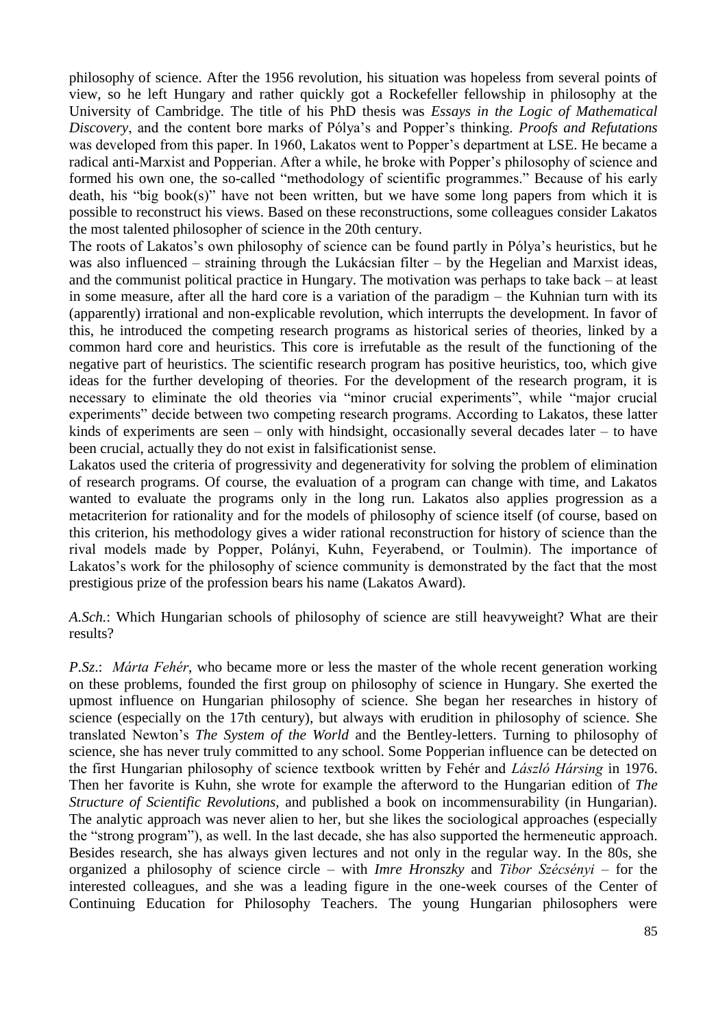philosophy of science. After the 1956 revolution, his situation was hopeless from several points of view, so he left Hungary and rather quickly got a Rockefeller fellowship in philosophy at the University of Cambridge. The title of his PhD thesis was *Essays in the Logic of Mathematical Discovery*, and the content bore marks of Pólya's and Popper's thinking. *Proofs and Refutations* was developed from this paper. In 1960, Lakatos went to Popper's department at LSE. He became a radical anti-Marxist and Popperian. After a while, he broke with Popper's philosophy of science and formed his own one, the so-called "methodology of scientific programmes." Because of his early death, his "big book(s)" have not been written, but we have some long papers from which it is possible to reconstruct his views. Based on these reconstructions, some colleagues consider Lakatos the most talented philosopher of science in the 20th century.

The roots of Lakatos's own philosophy of science can be found partly in Pólya's heuristics, but he was also influenced – straining through the Lukácsian filter – by the Hegelian and Marxist ideas, and the communist political practice in Hungary. The motivation was perhaps to take back – at least in some measure, after all the hard core is a variation of the paradigm – the Kuhnian turn with its (apparently) irrational and non-explicable revolution, which interrupts the development. In favor of this, he introduced the competing research programs as historical series of theories, linked by a common hard core and heuristics. This core is irrefutable as the result of the functioning of the negative part of heuristics. The scientific research program has positive heuristics, too, which give ideas for the further developing of theories. For the development of the research program, it is necessary to eliminate the old theories via "minor crucial experiments", while "major crucial experiments" decide between two competing research programs. According to Lakatos, these latter kinds of experiments are seen – only with hindsight, occasionally several decades later – to have been crucial, actually they do not exist in falsificationist sense.

Lakatos used the criteria of progressivity and degenerativity for solving the problem of elimination of research programs. Of course, the evaluation of a program can change with time, and Lakatos wanted to evaluate the programs only in the long run. Lakatos also applies progression as a metacriterion for rationality and for the models of philosophy of science itself (of course, based on this criterion, his methodology gives a wider rational reconstruction for history of science than the rival models made by Popper, Polányi, Kuhn, Feyerabend, or Toulmin). The importance of Lakatos's work for the philosophy of science community is demonstrated by the fact that the most prestigious prize of the profession bears his name (Lakatos Award).

*A.Sch.*: Which Hungarian schools of philosophy of science are still heavyweight? What are their results?

*P.Sz.*: *Márta Fehér*, who became more or less the master of the whole recent generation working on these problems, founded the first group on philosophy of science in Hungary. She exerted the upmost influence on Hungarian philosophy of science. She began her researches in history of science (especially on the 17th century), but always with erudition in philosophy of science. She translated Newton's *The System of the World* and the Bentley-letters. Turning to philosophy of science, she has never truly committed to any school. Some Popperian influence can be detected on the first Hungarian philosophy of science textbook written by Fehér and *László Hársing* in 1976. Then her favorite is Kuhn, she wrote for example the afterword to the Hungarian edition of *The Structure of Scientific Revolutions*, and published a book on incommensurability (in Hungarian). The analytic approach was never alien to her, but she likes the sociological approaches (especially the "strong program"), as well. In the last decade, she has also supported the hermeneutic approach. Besides research, she has always given lectures and not only in the regular way. In the 80s, she organized a philosophy of science circle – with *Imre Hronszky* and *Tibor Szécsényi* – for the interested colleagues, and she was a leading figure in the one-week courses of the Center of Continuing Education for Philosophy Teachers. The young Hungarian philosophers were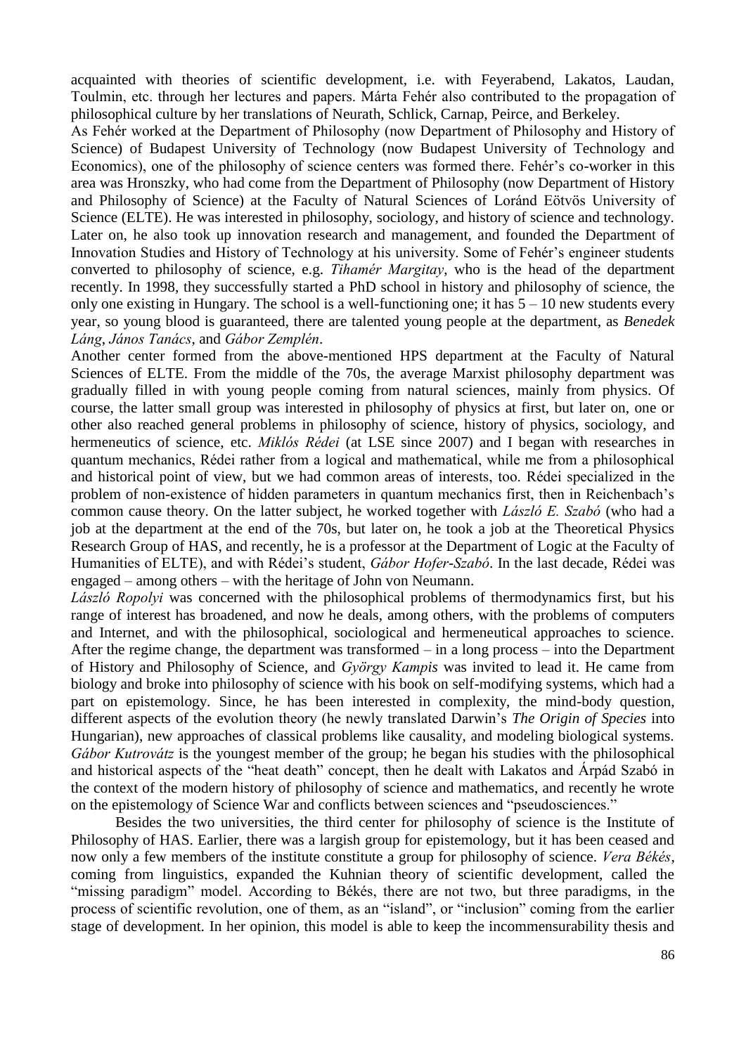acquainted with theories of scientific development, i.e. with Feyerabend, Lakatos, Laudan, Toulmin, etc. through her lectures and papers. Márta Fehér also contributed to the propagation of philosophical culture by her translations of Neurath, Schlick, Carnap, Peirce, and Berkeley.

As Fehér worked at the Department of Philosophy (now Department of Philosophy and History of Science) of Budapest University of Technology (now Budapest University of Technology and Economics), one of the philosophy of science centers was formed there. Fehér's co-worker in this area was Hronszky, who had come from the Department of Philosophy (now Department of History and Philosophy of Science) at the Faculty of Natural Sciences of Loránd Eötvös University of Science (ELTE). He was interested in philosophy, sociology, and history of science and technology. Later on, he also took up innovation research and management, and founded the Department of Innovation Studies and History of Technology at his university. Some of Fehér's engineer students converted to philosophy of science, e.g. *Tihamér Margitay*, who is the head of the department recently. In 1998, they successfully started a PhD school in history and philosophy of science, the only one existing in Hungary. The school is a well-functioning one; it has 5 – 10 new students every year, so young blood is guaranteed, there are talented young people at the department, as *Benedek Láng*, *János Tanács*, and *Gábor Zemplén*.

Another center formed from the above-mentioned HPS department at the Faculty of Natural Sciences of ELTE. From the middle of the 70s, the average Marxist philosophy department was gradually filled in with young people coming from natural sciences, mainly from physics. Of course, the latter small group was interested in philosophy of physics at first, but later on, one or other also reached general problems in philosophy of science, history of physics, sociology, and hermeneutics of science, etc. *Miklós Rédei* (at LSE since 2007) and I began with researches in quantum mechanics, Rédei rather from a logical and mathematical, while me from a philosophical and historical point of view, but we had common areas of interests, too. Rédei specialized in the problem of non-existence of hidden parameters in quantum mechanics first, then in Reichenbach's common cause theory. On the latter subject, he worked together with *László E. Szabó* (who had a job at the department at the end of the 70s, but later on, he took a job at the Theoretical Physics Research Group of HAS, and recently, he is a professor at the Department of Logic at the Faculty of Humanities of ELTE), and with Rédei's student, *Gábor Hofer-Szabó*. In the last decade, Rédei was engaged – among others – with the heritage of John von Neumann.

*László Ropolyi* was concerned with the philosophical problems of thermodynamics first, but his range of interest has broadened, and now he deals, among others, with the problems of computers and Internet, and with the philosophical, sociological and hermeneutical approaches to science. After the regime change, the department was transformed – in a long process – into the Department of History and Philosophy of Science, and *György Kampis* was invited to lead it. He came from biology and broke into philosophy of science with his book on self-modifying systems, which had a part on epistemology. Since, he has been interested in complexity, the mind-body question, different aspects of the evolution theory (he newly translated Darwin's *The Origin of Species* into Hungarian), new approaches of classical problems like causality, and modeling biological systems. *Gábor Kutrovátz* is the youngest member of the group; he began his studies with the philosophical and historical aspects of the "heat death" concept, then he dealt with Lakatos and Árpád Szabó in the context of the modern history of philosophy of science and mathematics, and recently he wrote on the epistemology of Science War and conflicts between sciences and "pseudosciences."

Besides the two universities, the third center for philosophy of science is the Institute of Philosophy of HAS. Earlier, there was a largish group for epistemology, but it has been ceased and now only a few members of the institute constitute a group for philosophy of science. *Vera Békés*, coming from linguistics, expanded the Kuhnian theory of scientific development, called the "missing paradigm" model. According to Békés, there are not two, but three paradigms, in the process of scientific revolution, one of them, as an "island", or "inclusion" coming from the earlier stage of development. In her opinion, this model is able to keep the incommensurability thesis and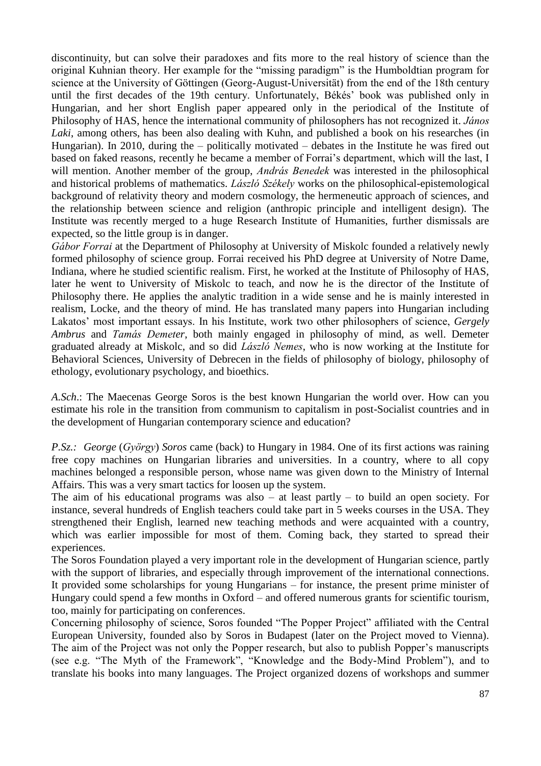discontinuity, but can solve their paradoxes and fits more to the real history of science than the original Kuhnian theory. Her example for the "missing paradigm" is the Humboldtian program for science at the University of Göttingen (Georg-August-Universität) from the end of the 18th century until the first decades of the 19th century. Unfortunately, Békés' book was published only in Hungarian, and her short English paper appeared only in the periodical of the Institute of Philosophy of HAS, hence the international community of philosophers has not recognized it. *János Laki*, among others, has been also dealing with Kuhn, and published a book on his researches (in Hungarian). In 2010, during the – politically motivated – debates in the Institute he was fired out based on faked reasons, recently he became a member of Forrai's department, which will the last, I will mention. Another member of the group, *András Benedek* was interested in the philosophical and historical problems of mathematics. *László Székely* works on the philosophical-epistemological background of relativity theory and modern cosmology, the hermeneutic approach of sciences, and the relationship between science and religion (anthropic principle and intelligent design). The Institute was recently merged to a huge Research Institute of Humanities, further dismissals are expected, so the little group is in danger.

*Gábor Forrai* at the Department of Philosophy at University of Miskolc founded a relatively newly formed philosophy of science group. Forrai received his PhD degree at University of Notre Dame, Indiana, where he studied scientific realism. First, he worked at the Institute of Philosophy of HAS, later he went to University of Miskolc to teach, and now he is the director of the Institute of Philosophy there. He applies the analytic tradition in a wide sense and he is mainly interested in realism, Locke, and the theory of mind. He has translated many papers into Hungarian including Lakatos' most important essays. In his Institute, work two other philosophers of science, *Gergely Ambrus* and *Tamás Demeter*, both mainly engaged in philosophy of mind, as well. Demeter graduated already at Miskolc, and so did *László Nemes*, who is now working at the Institute for Behavioral Sciences, University of Debrecen in the fields of philosophy of biology, philosophy of ethology, evolutionary psychology, and bioethics.

*A.Sch*.: The Maecenas George Soros is the best known Hungarian the world over. How can you estimate his role in the transition from communism to capitalism in post-Socialist countries and in the development of Hungarian contemporary science and education?

*P.Sz.:* *George* (*György*) *Soros* came (back) to Hungary in 1984. One of its first actions was raining free copy machines on Hungarian libraries and universities. In a country, where to all copy machines belonged a responsible person, whose name was given down to the Ministry of Internal Affairs. This was a very smart tactics for loosen up the system.

The aim of his educational programs was also – at least partly – to build an open society. For instance, several hundreds of English teachers could take part in 5 weeks courses in the USA. They strengthened their English, learned new teaching methods and were acquainted with a country, which was earlier impossible for most of them. Coming back, they started to spread their experiences.

The Soros Foundation played a very important role in the development of Hungarian science, partly with the support of libraries, and especially through improvement of the international connections. It provided some scholarships for young Hungarians – for instance, the present prime minister of Hungary could spend a few months in Oxford – and offered numerous grants for scientific tourism, too, mainly for participating on conferences.

Concerning philosophy of science, Soros founded "The Popper Project" affiliated with the Central European University, founded also by Soros in Budapest (later on the Project moved to Vienna). The aim of the Project was not only the Popper research, but also to publish Popper's manuscripts (see e.g. "The Myth of the Framework", "Knowledge and the Body-Mind Problem"), and to translate his books into many languages. The Project organized dozens of workshops and summer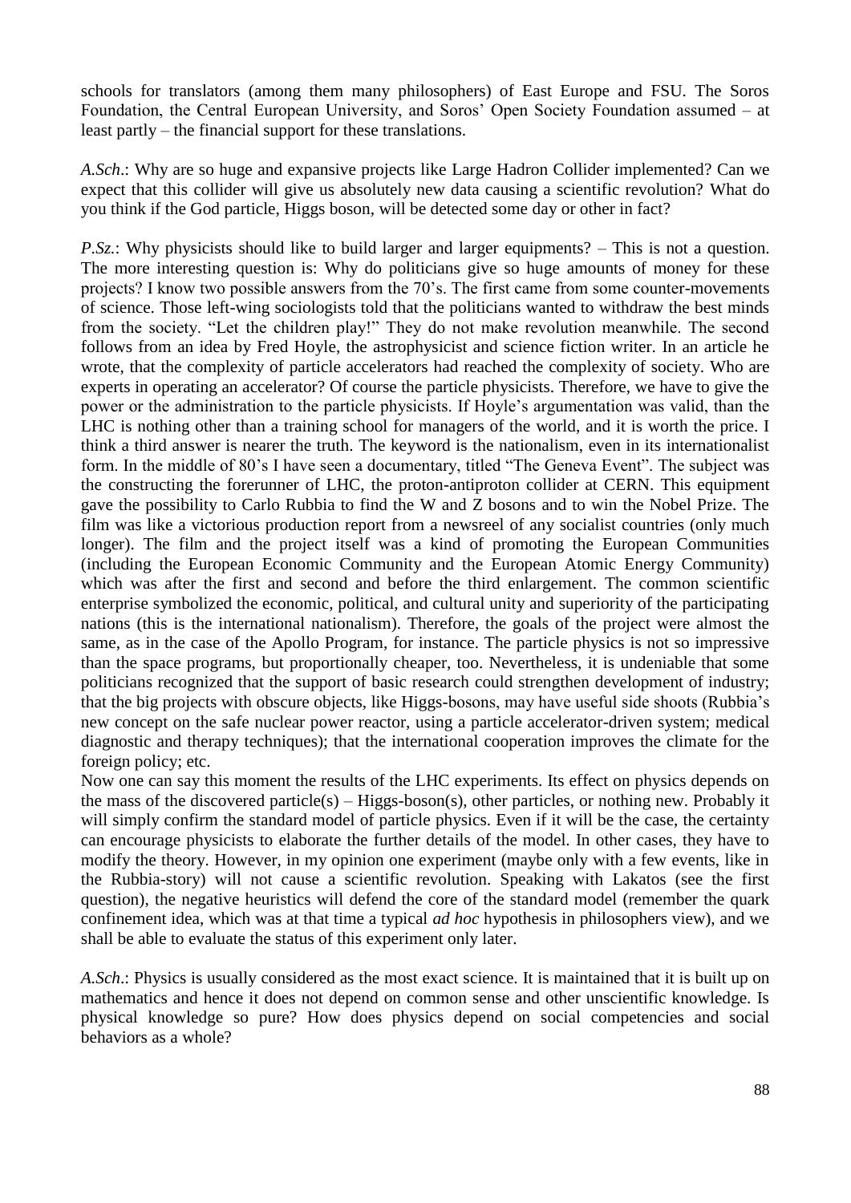schools for translators (among them many philosophers) of East Europe and FSU. The Soros Foundation, the Central European University, and Soros' Open Society Foundation assumed – at least partly – the financial support for these translations.

*A.Sch*.: Why are so huge and expansive projects like Large Hadron Collider implemented? Can we expect that this collider will give us absolutely new data causing a scientific revolution? What do you think if the God particle, Higgs boson, will be detected some day or other in fact?

*P.Sz.*: Why physicists should like to build larger and larger equipments? – This is not a question. The more interesting question is: Why do politicians give so huge amounts of money for these projects? I know two possible answers from the 70's. The first came from some counter-movements of science. Those left-wing sociologists told that the politicians wanted to withdraw the best minds from the society. "Let the children play!" They do not make revolution meanwhile. The second follows from an idea by Fred Hoyle, the astrophysicist and science fiction writer. In an article he wrote, that the complexity of particle accelerators had reached the complexity of society. Who are experts in operating an accelerator? Of course the particle physicists. Therefore, we have to give the power or the administration to the particle physicists. If Hoyle's argumentation was valid, than the LHC is nothing other than a training school for managers of the world, and it is worth the price. I think a third answer is nearer the truth. The keyword is the nationalism, even in its internationalist form. In the middle of 80's I have seen a documentary, titled "The Geneva Event". The subject was the constructing the forerunner of LHC, the proton-antiproton collider at CERN. This equipment gave the possibility to Carlo Rubbia to find the W and Z bosons and to win the Nobel Prize. The film was like a victorious production report from a newsreel of any socialist countries (only much longer). The film and the project itself was a kind of promoting the European Communities (including the European Economic Community and the European Atomic Energy Community) which was after the first and second and before the third enlargement. The common scientific enterprise symbolized the economic, political, and cultural unity and superiority of the participating nations (this is the international nationalism). Therefore, the goals of the project were almost the same, as in the case of the Apollo Program, for instance. The particle physics is not so impressive than the space programs, but proportionally cheaper, too. Nevertheless, it is undeniable that some politicians recognized that the support of basic research could strengthen development of industry; that the big projects with obscure objects, like Higgs-bosons, may have useful side shoots (Rubbia's new concept on the safe nuclear power reactor, using a particle accelerator-driven system; medical diagnostic and therapy techniques); that the international cooperation improves the climate for the foreign policy; etc.

Now one can say this moment the results of the LHC experiments. Its effect on physics depends on the mass of the discovered particle(s) – Higgs-boson(s), other particles, or nothing new. Probably it will simply confirm the standard model of particle physics. Even if it will be the case, the certainty can encourage physicists to elaborate the further details of the model. In other cases, they have to modify the theory. However, in my opinion one experiment (maybe only with a few events, like in the Rubbia-story) will not cause a scientific revolution. Speaking with Lakatos (see the first question), the negative heuristics will defend the core of the standard model (remember the quark confinement idea, which was at that time a typical *ad hoc* hypothesis in philosophers view), and we shall be able to evaluate the status of this experiment only later.

*A.Sch*.: Physics is usually considered as the most exact science. It is maintained that it is built up on mathematics and hence it does not depend on common sense and other unscientific knowledge. Is physical knowledge so pure? How does physics depend on social competencies and social behaviors as a whole?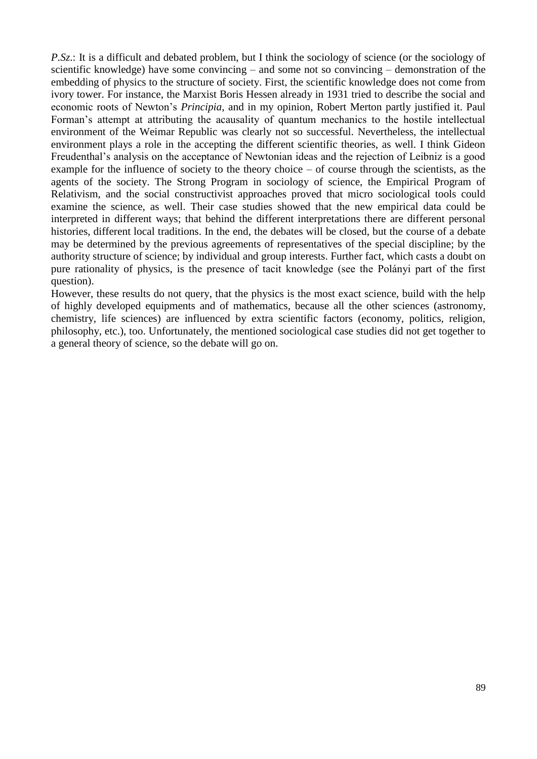*P.Sz.*: It is a difficult and debated problem, but I think the sociology of science (or the sociology of scientific knowledge) have some convincing – and some not so convincing – demonstration of the embedding of physics to the structure of society. First, the scientific knowledge does not come from ivory tower. For instance, the Marxist Boris Hessen already in 1931 tried to describe the social and economic roots of Newton's *Principia*, and in my opinion, Robert Merton partly justified it. Paul Forman's attempt at attributing the acausality of quantum mechanics to the hostile intellectual environment of the Weimar Republic was clearly not so successful. Nevertheless, the intellectual environment plays a role in the accepting the different scientific theories, as well. I think Gideon Freudenthal's analysis on the acceptance of Newtonian ideas and the rejection of Leibniz is a good example for the influence of society to the theory choice – of course through the scientists, as the agents of the society. The Strong Program in sociology of science, the Empirical Program of Relativism, and the social constructivist approaches proved that micro sociological tools could examine the science, as well. Their case studies showed that the new empirical data could be interpreted in different ways; that behind the different interpretations there are different personal histories, different local traditions. In the end, the debates will be closed, but the course of a debate may be determined by the previous agreements of representatives of the special discipline; by the authority structure of science; by individual and group interests. Further fact, which casts a doubt on pure rationality of physics, is the presence of tacit knowledge (see the Polányi part of the first question).

However, these results do not query, that the physics is the most exact science, build with the help of highly developed equipments and of mathematics, because all the other sciences (astronomy, chemistry, life sciences) are influenced by extra scientific factors (economy, politics, religion, philosophy, etc.), too. Unfortunately, the mentioned sociological case studies did not get together to a general theory of science, so the debate will go on.